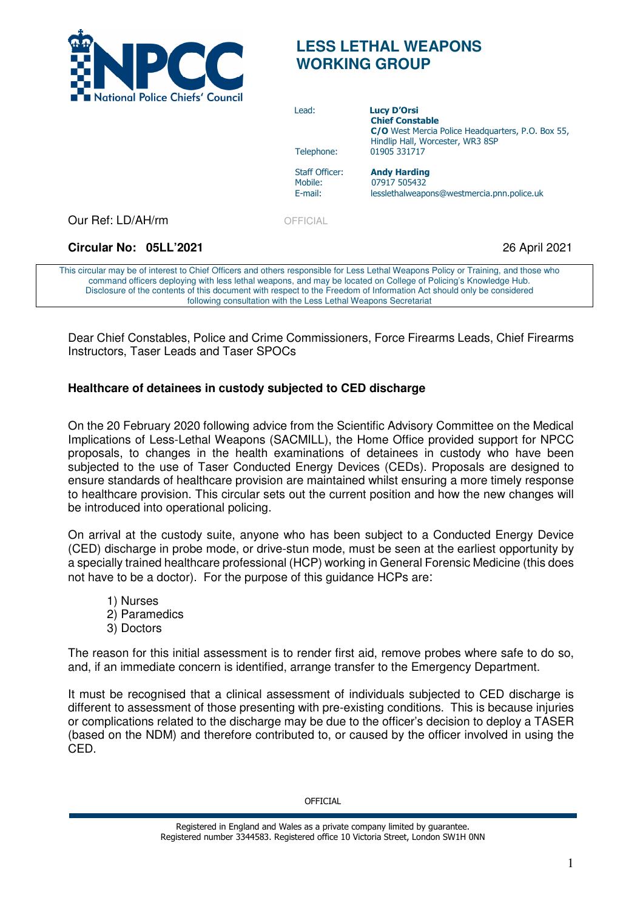National Police Chiefs' Council

# LESS LETHAL WEAPONS WORKING GROUP

| | |
|---|---|
| Lead: | **Lucy D'Orsi** |
| | **Chief Constable** |
| | **C/O** West Mercia Police Headquarters, P.O. Box 55, Hindlip Hall, Worcester, WR3 8SP |
| Telephone: | 01905 331717 |
| Staff Officer: | **Andy Harding** |
| Mobile: | 07917 505432 |
| E-mail: | lesslethalweapons@westmercia.pnn.police.uk |

Our Ref: LD/AH/rm

OFFICIAL

**Circular No: 05LL'2021**

26 April 2021

This circular may be of interest to Chief Officers and others responsible for Less Lethal Weapons Policy or Training, and those who command officers deploying with less lethal weapons, and may be located on College of Policing's Knowledge Hub. Disclosure of the contents of this document with respect to the Freedom of Information Act should only be considered following consultation with the Less Lethal Weapons Secretariat

Dear Chief Constables, Police and Crime Commissioners, Force Firearms Leads, Chief Firearms Instructors, Taser Leads and Taser SPOCs

**Healthcare of detainees in custody subjected to CED discharge**

On the 20 February 2020 following advice from the Scientific Advisory Committee on the Medical Implications of Less-Lethal Weapons (SACMILL), the Home Office provided support for NPCC proposals, to changes in the health examinations of detainees in custody who have been subjected to the use of Taser Conducted Energy Devices (CEDs). Proposals are designed to ensure standards of healthcare provision are maintained whilst ensuring a more timely response to healthcare provision. This circular sets out the current position and how the new changes will be introduced into operational policing.

On arrival at the custody suite, anyone who has been subject to a Conducted Energy Device (CED) discharge in probe mode, or drive-stun mode, must be seen at the earliest opportunity by a specially trained healthcare professional (HCP) working in General Forensic Medicine (this does not have to be a doctor). For the purpose of this guidance HCPs are:

1) Nurses
2) Paramedics
3) Doctors

The reason for this initial assessment is to render first aid, remove probes where safe to do so, and, if an immediate concern is identified, arrange transfer to the Emergency Department.

It must be recognised that a clinical assessment of individuals subjected to CED discharge is different to assessment of those presenting with pre-existing conditions. This is because injuries or complications related to the discharge may be due to the officer's decision to deploy a TASER (based on the NDM) and therefore contributed to, or caused by the officer involved in using the CED.

OFFICIAL

Registered in England and Wales as a private company limited by guarantee.
Registered number 3344583. Registered office 10 Victoria Street, London SW1H 0NN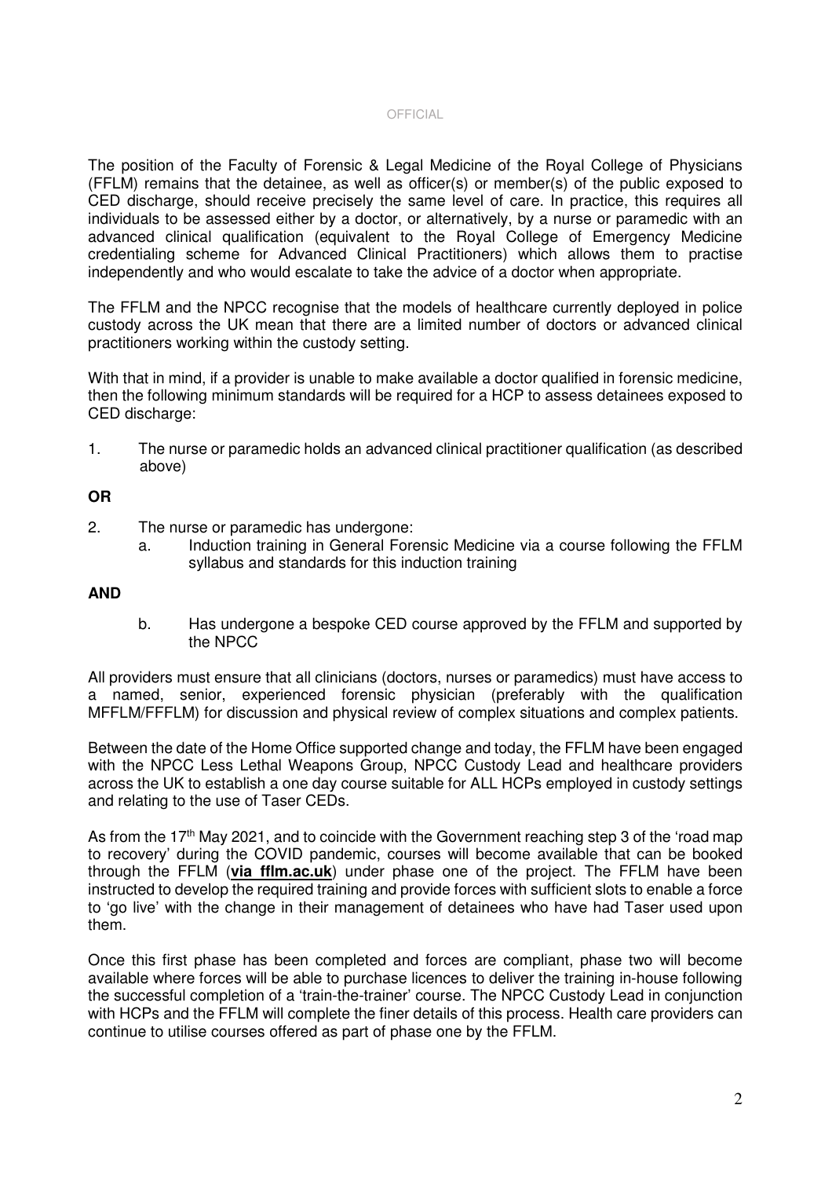The position of the Faculty of Forensic & Legal Medicine of the Royal College of Physicians (FFLM) remains that the detainee, as well as officer(s) or member(s) of the public exposed to CED discharge, should receive precisely the same level of care. In practice, this requires all individuals to be assessed either by a doctor, or alternatively, by a nurse or paramedic with an advanced clinical qualification (equivalent to the Royal College of Emergency Medicine credentialing scheme for Advanced Clinical Practitioners) which allows them to practise independently and who would escalate to take the advice of a doctor when appropriate.

The FFLM and the NPCC recognise that the models of healthcare currently deployed in police custody across the UK mean that there are a limited number of doctors or advanced clinical practitioners working within the custody setting.

With that in mind, if a provider is unable to make available a doctor qualified in forensic medicine, then the following minimum standards will be required for a HCP to assess detainees exposed to CED discharge:

1. The nurse or paramedic holds an advanced clinical practitioner qualification (as described above)

**OR**

2. The nurse or paramedic has undergone:
   a. Induction training in General Forensic Medicine via a course following the FFLM syllabus and standards for this induction training

**AND**

   b. Has undergone a bespoke CED course approved by the FFLM and supported by the NPCC

All providers must ensure that all clinicians (doctors, nurses or paramedics) must have access to a named, senior, experienced forensic physician (preferably with the qualification MFFLM/FFFLM) for discussion and physical review of complex situations and complex patients.

Between the date of the Home Office supported change and today, the FFLM have been engaged with the NPCC Less Lethal Weapons Group, NPCC Custody Lead and healthcare providers across the UK to establish a one day course suitable for ALL HCPs employed in custody settings and relating to the use of Taser CEDs.

As from the 17th May 2021, and to coincide with the Government reaching step 3 of the 'road map to recovery' during the COVID pandemic, courses will become available that can be booked through the FFLM (**via fflm.ac.uk**) under phase one of the project. The FFLM have been instructed to develop the required training and provide forces with sufficient slots to enable a force to 'go live' with the change in their management of detainees who have had Taser used upon them.

Once this first phase has been completed and forces are compliant, phase two will become available where forces will be able to purchase licences to deliver the training in-house following the successful completion of a 'train-the-trainer' course. The NPCC Custody Lead in conjunction with HCPs and the FFLM will complete the finer details of this process. Health care providers can continue to utilise courses offered as part of phase one by the FFLM.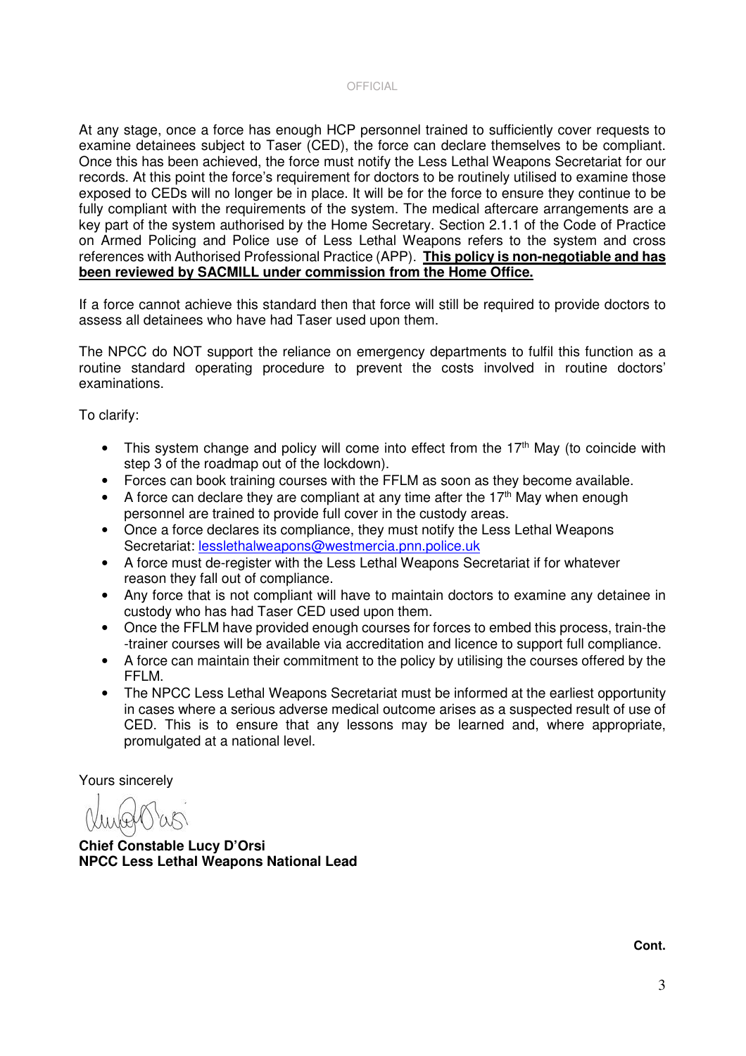At any stage, once a force has enough HCP personnel trained to sufficiently cover requests to examine detainees subject to Taser (CED), the force can declare themselves to be compliant. Once this has been achieved, the force must notify the Less Lethal Weapons Secretariat for our records. At this point the force's requirement for doctors to be routinely utilised to examine those exposed to CEDs will no longer be in place. It will be for the force to ensure they continue to be fully compliant with the requirements of the system. The medical aftercare arrangements are a key part of the system authorised by the Home Secretary. Section 2.1.1 of the Code of Practice on Armed Policing and Police use of Less Lethal Weapons refers to the system and cross references with Authorised Professional Practice (APP). **<u>This policy is non-negotiable and has been reviewed by SACMILL under commission from the Home Office.</u>**

If a force cannot achieve this standard then that force will still be required to provide doctors to assess all detainees who have had Taser used upon them.

The NPCC do NOT support the reliance on emergency departments to fulfil this function as a routine standard operating procedure to prevent the costs involved in routine doctors' examinations.

To clarify:

- This system change and policy will come into effect from the 17th May (to coincide with step 3 of the roadmap out of the lockdown).
- Forces can book training courses with the FFLM as soon as they become available.
- A force can declare they are compliant at any time after the 17th May when enough personnel are trained to provide full cover in the custody areas.
- Once a force declares its compliance, they must notify the Less Lethal Weapons Secretariat: lesslethalweapons@westmercia.pnn.police.uk
- A force must de-register with the Less Lethal Weapons Secretariat if for whatever reason they fall out of compliance.
- Any force that is not compliant will have to maintain doctors to examine any detainee in custody who has had Taser CED used upon them.
- Once the FFLM have provided enough courses for forces to embed this process, train-the-trainer courses will be available via accreditation and licence to support full compliance.
- A force can maintain their commitment to the policy by utilising the courses offered by the FFLM.
- The NPCC Less Lethal Weapons Secretariat must be informed at the earliest opportunity in cases where a serious adverse medical outcome arises as a suspected result of use of CED. This is to ensure that any lessons may be learned and, where appropriate, promulgated at a national level.

Yours sincerely

**Chief Constable Lucy D'Orsi**
**NPCC Less Lethal Weapons National Lead**

**Cont.**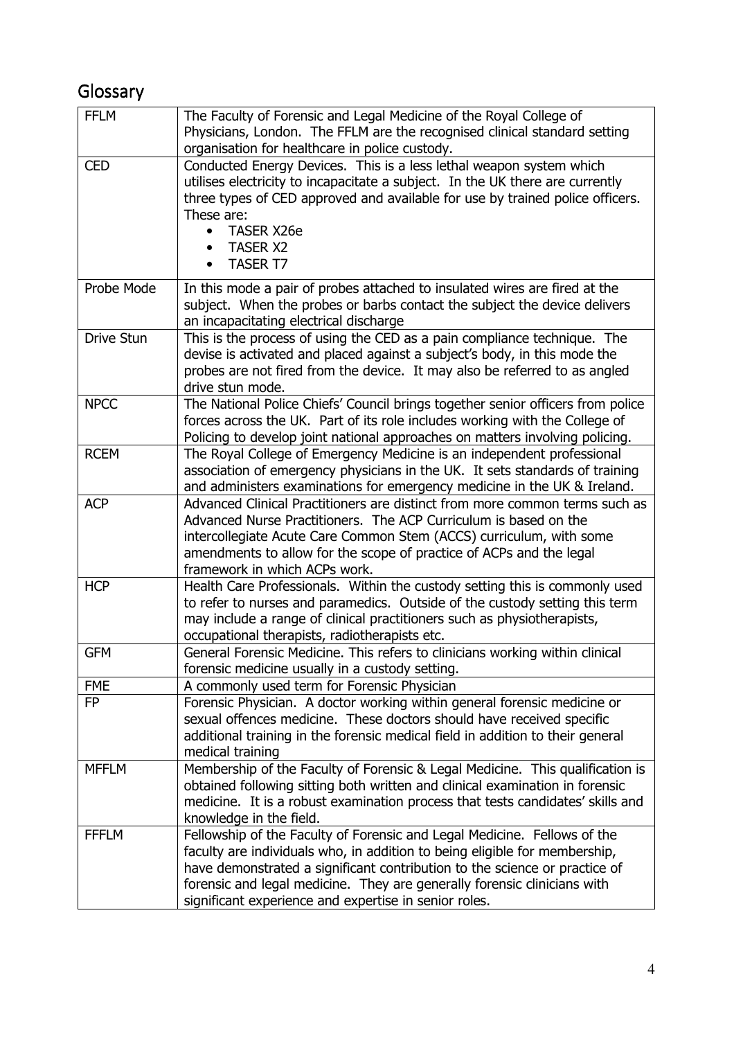## Glossary

| | |
|---|---|
| FFLM | The Faculty of Forensic and Legal Medicine of the Royal College of Physicians, London. The FFLM are the recognised clinical standard setting organisation for healthcare in police custody. |
| CED | Conducted Energy Devices. This is a less lethal weapon system which utilises electricity to incapacitate a subject. In the UK there are currently three types of CED approved and available for use by trained police officers. These are: <br>• TASER X26e <br>• TASER X2 <br>• TASER T7 |
| Probe Mode | In this mode a pair of probes attached to insulated wires are fired at the subject. When the probes or barbs contact the subject the device delivers an incapacitating electrical discharge |
| Drive Stun | This is the process of using the CED as a pain compliance technique. The devise is activated and placed against a subject's body, in this mode the probes are not fired from the device. It may also be referred to as angled drive stun mode. |
| NPCC | The National Police Chiefs' Council brings together senior officers from police forces across the UK. Part of its role includes working with the College of Policing to develop joint national approaches on matters involving policing. |
| RCEM | The Royal College of Emergency Medicine is an independent professional association of emergency physicians in the UK. It sets standards of training and administers examinations for emergency medicine in the UK & Ireland. |
| ACP | Advanced Clinical Practitioners are distinct from more common terms such as Advanced Nurse Practitioners. The ACP Curriculum is based on the intercollegiate Acute Care Common Stem (ACCS) curriculum, with some amendments to allow for the scope of practice of ACPs and the legal framework in which ACPs work. |
| HCP | Health Care Professionals. Within the custody setting this is commonly used to refer to nurses and paramedics. Outside of the custody setting this term may include a range of clinical practitioners such as physiotherapists, occupational therapists, radiotherapists etc. |
| GFM | General Forensic Medicine. This refers to clinicians working within clinical forensic medicine usually in a custody setting. |
| FME | A commonly used term for Forensic Physician |
| FP | Forensic Physician. A doctor working within general forensic medicine or sexual offences medicine. These doctors should have received specific additional training in the forensic medical field in addition to their general medical training |
| MFFLM | Membership of the Faculty of Forensic & Legal Medicine. This qualification is obtained following sitting both written and clinical examination in forensic medicine. It is a robust examination process that tests candidates' skills and knowledge in the field. |
| FFFLM | Fellowship of the Faculty of Forensic and Legal Medicine. Fellows of the faculty are individuals who, in addition to being eligible for membership, have demonstrated a significant contribution to the science or practice of forensic and legal medicine. They are generally forensic clinicians with significant experience and expertise in senior roles. |